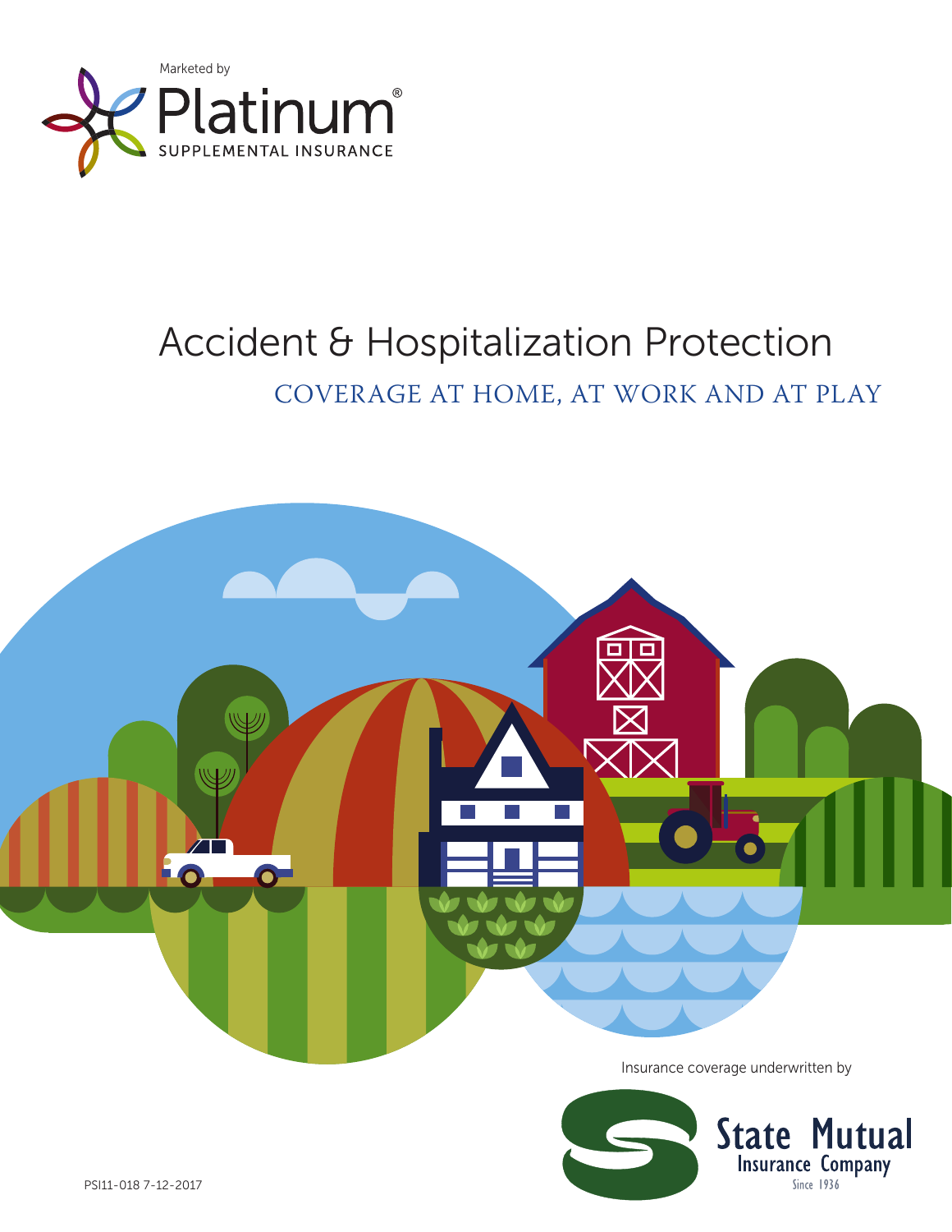Marketed by

Platinum®
SUPPLEMENTAL INSURANCE

# Accident & Hospitalization Protection

## COVERAGE AT HOME, AT WORK AND AT PLAY

Insurance coverage underwritten by

State Mutual Insurance Company
Since 1936

PSI11-018 7-12-2017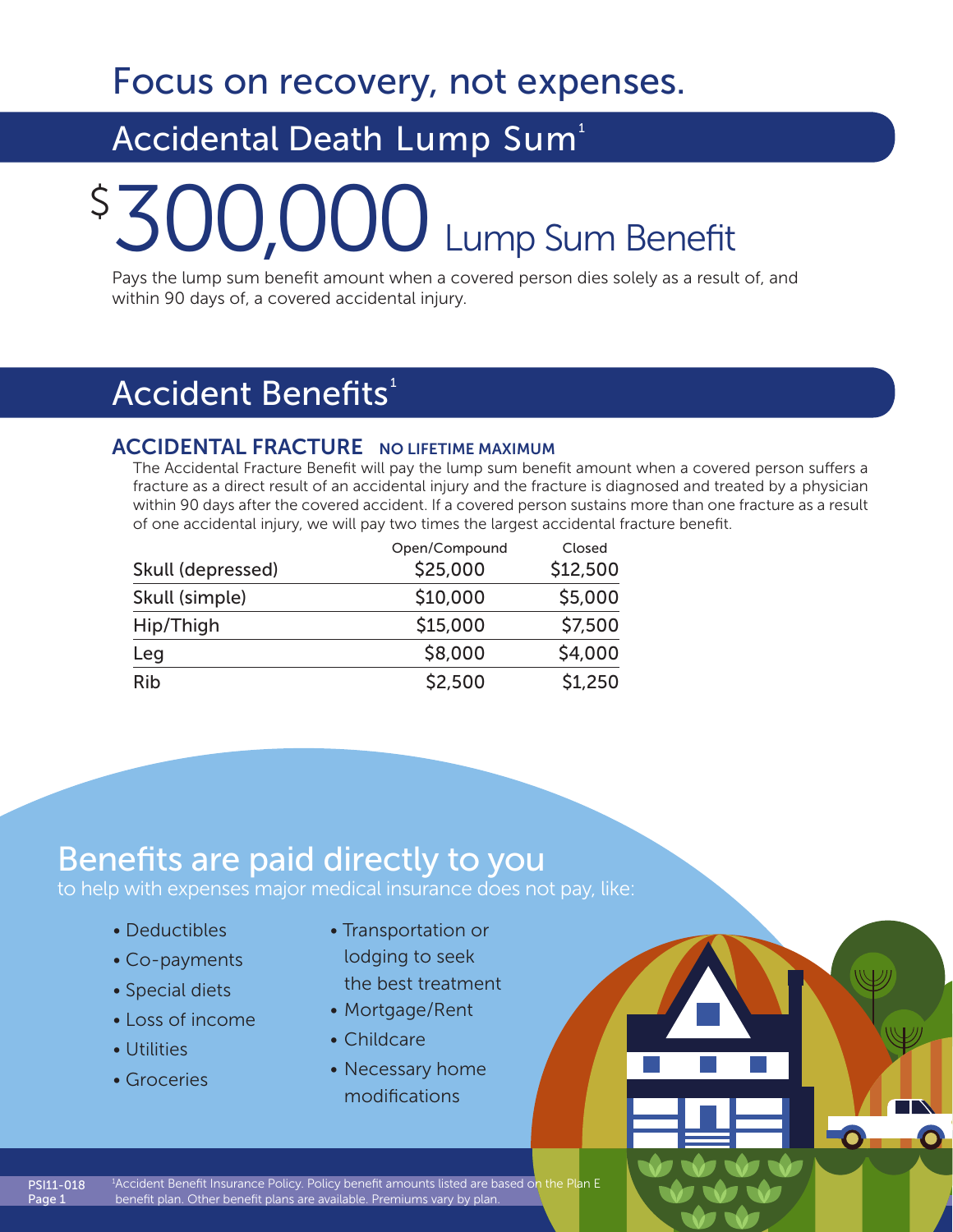# Focus on recovery, not expenses.

## Accidental Death Lump Sum[1]

**$300,000 Lump Sum Benefit**

Pays the lump sum benefit amount when a covered person dies solely as a result of, and within 90 days of, a covered accidental injury.

## Accident Benefits[1]

### ACCIDENTAL FRACTURE — NO LIFETIME MAXIMUM

The Accidental Fracture Benefit will pay the lump sum benefit amount when a covered person suffers a fracture as a direct result of an accidental injury and the fracture is diagnosed and treated by a physician within 90 days after the covered accident. If a covered person sustains more than one fracture as a result of one accidental injury, we will pay two times the largest accidental fracture benefit.

| | Open/Compound | Closed |
|---|---|---|
| Skull (depressed) | $25,000 | $12,500 |
| Skull (simple) | $10,000 | $5,000 |
| Hip/Thigh | $15,000 | $7,500 |
| Leg | $8,000 | $4,000 |
| Rib | $2,500 | $1,250 |

## Benefits are paid directly to you

to help with expenses major medical insurance does not pay, like:

- Deductibles
- Co-payments
- Special diets
- Loss of income
- Utilities
- Groceries
- Transportation or lodging to seek the best treatment
- Mortgage/Rent
- Childcare
- Necessary home modifications

PSI11-018

[1]Accident Benefit Insurance Policy. Policy benefit amounts listed are based on the Plan E benefit plan. Other benefit plans are available. Premiums vary by plan.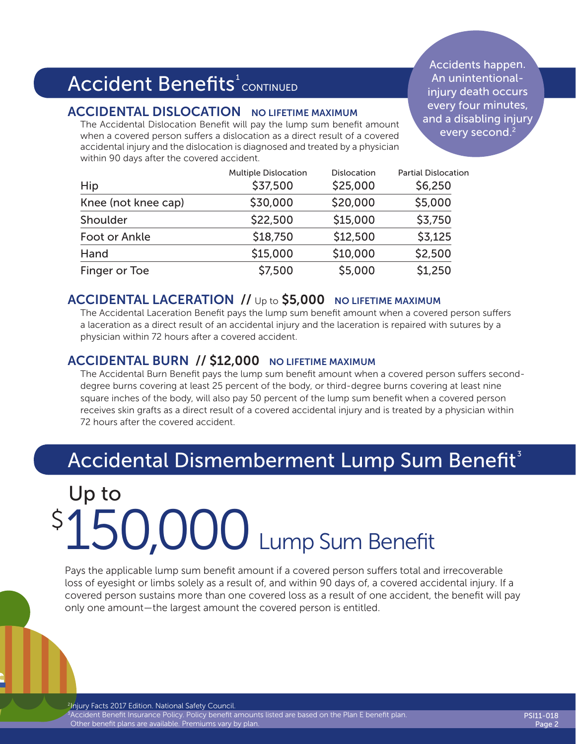# Accident Benefits[1] CONTINUED

Accidents happen. An unintentional-injury death occurs every four minutes, and a disabling injury every second.[2]

## ACCIDENTAL DISLOCATION NO LIFETIME MAXIMUM

The Accidental Dislocation Benefit will pay the lump sum benefit amount when a covered person suffers a dislocation as a direct result of a covered accidental injury and the dislocation is diagnosed and treated by a physician within 90 days after the covered accident.

| | Multiple Dislocation | Dislocation | Partial Dislocation |
|---|---|---|---|
| Hip | $37,500 | $25,000 | $6,250 |
| Knee (not knee cap) | $30,000 | $20,000 | $5,000 |
| Shoulder | $22,500 | $15,000 | $3,750 |
| Foot or Ankle | $18,750 | $12,500 | $3,125 |
| Hand | $15,000 | $10,000 | $2,500 |
| Finger or Toe | $7,500 | $5,000 | $1,250 |

## ACCIDENTAL LACERATION // Up to $5,000 NO LIFETIME MAXIMUM

The Accidental Laceration Benefit pays the lump sum benefit amount when a covered person suffers a laceration as a direct result of an accidental injury and the laceration is repaired with sutures by a physician within 72 hours after a covered accident.

## ACCIDENTAL BURN // $12,000 NO LIFETIME MAXIMUM

The Accidental Burn Benefit pays the lump sum benefit amount when a covered person suffers second-degree burns covering at least 25 percent of the body, or third-degree burns covering at least nine square inches of the body, will also pay 50 percent of the lump sum benefit when a covered person receives skin grafts as a direct result of a covered accidental injury and is treated by a physician within 72 hours after the covered accident.

# Accidental Dismemberment Lump Sum Benefit[3]

Up to

**$150,000 Lump Sum Benefit**

Pays the applicable lump sum benefit amount if a covered person suffers total and irrecoverable loss of eyesight or limbs solely as a result of, and within 90 days of, a covered accidental injury. If a covered person sustains more than one covered loss as a result of one accident, the benefit will pay only one amount—the largest amount the covered person is entitled.

[2]Injury Facts 2017 Edition. National Safety Council.
[3]Accident Benefit Insurance Policy. Policy benefit amounts listed are based on the Plan E benefit plan. Other benefit plans are available. Premiums vary by plan.

PSI11-018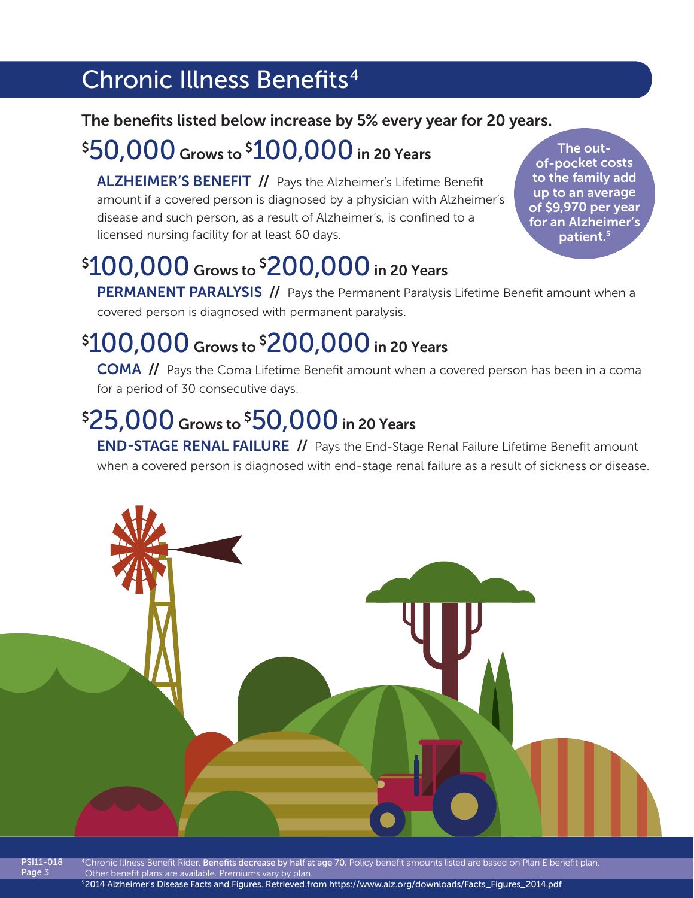## Chronic Illness Benefits[4]

**The benefits listed below increase by 5% every year for 20 years.**

### $50,000 Grows to $100,000 in 20 Years

**ALZHEIMER'S BENEFIT //** Pays the Alzheimer's Lifetime Benefit amount if a covered person is diagnosed by a physician with Alzheimer's disease and such person, as a result of Alzheimer's, is confined to a licensed nursing facility for at least 60 days.

**The out-of-pocket costs to the family add up to an average of $9,970 per year for an Alzheimer's patient.[5]**

### $100,000 Grows to $200,000 in 20 Years

**PERMANENT PARALYSIS //** Pays the Permanent Paralysis Lifetime Benefit amount when a covered person is diagnosed with permanent paralysis.

### $100,000 Grows to $200,000 in 20 Years

**COMA //** Pays the Coma Lifetime Benefit amount when a covered person has been in a coma for a period of 30 consecutive days.

### $25,000 Grows to $50,000 in 20 Years

**END-STAGE RENAL FAILURE //** Pays the End-Stage Renal Failure Lifetime Benefit amount when a covered person is diagnosed with end-stage renal failure as a result of sickness or disease.

PSI11-018

[4]Chronic Illness Benefit Rider. **Benefits decrease by half at age 70.** Policy benefit amounts listed are based on Plan E benefit plan. Other benefit plans are available. Premiums vary by plan.

[5]2014 Alzheimer's Disease Facts and Figures. Retrieved from https://www.alz.org/downloads/Facts_Figures_2014.pdf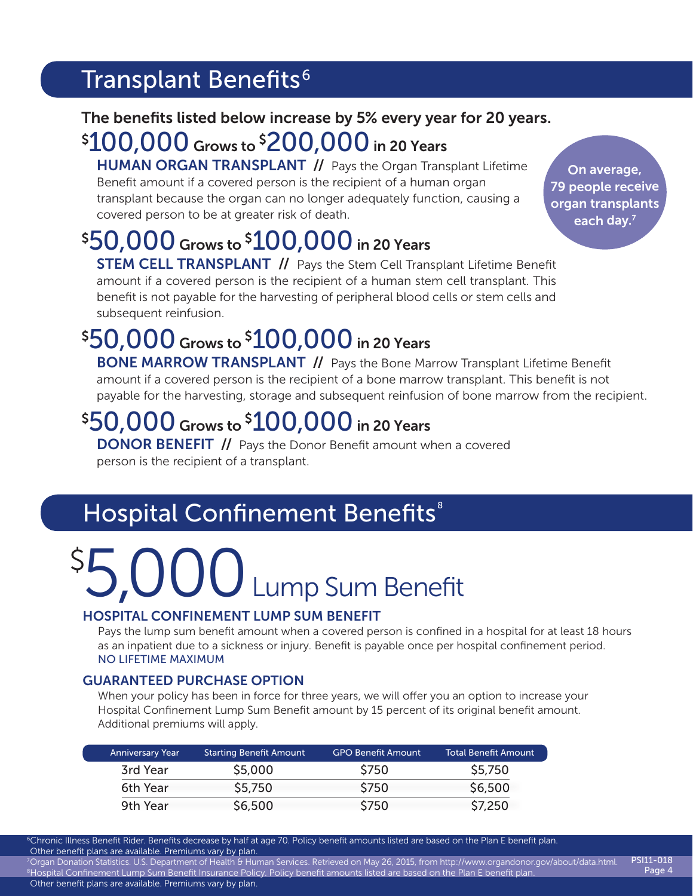## Transplant Benefits[6]

**The benefits listed below increase by 5% every year for 20 years.**

### $100,000 Grows to $200,000 in 20 Years

**HUMAN ORGAN TRANSPLANT //** Pays the Organ Transplant Lifetime Benefit amount if a covered person is the recipient of a human organ transplant because the organ can no longer adequately function, causing a covered person to be at greater risk of death.

**On average, 79 people receive organ transplants each day.[7]**

### $50,000 Grows to $100,000 in 20 Years

**STEM CELL TRANSPLANT //** Pays the Stem Cell Transplant Lifetime Benefit amount if a covered person is the recipient of a human stem cell transplant. This benefit is not payable for the harvesting of peripheral blood cells or stem cells and subsequent reinfusion.

### $50,000 Grows to $100,000 in 20 Years

**BONE MARROW TRANSPLANT //** Pays the Bone Marrow Transplant Lifetime Benefit amount if a covered person is the recipient of a bone marrow transplant. This benefit is not payable for the harvesting, storage and subsequent reinfusion of bone marrow from the recipient.

### $50,000 Grows to $100,000 in 20 Years

**DONOR BENEFIT //** Pays the Donor Benefit amount when a covered person is the recipient of a transplant.

## Hospital Confinement Benefits[8]

# $5,000 Lump Sum Benefit

### HOSPITAL CONFINEMENT LUMP SUM BENEFIT

Pays the lump sum benefit amount when a covered person is confined in a hospital for at least 18 hours as an inpatient due to a sickness or injury. Benefit is payable once per hospital confinement period.
NO LIFETIME MAXIMUM

### GUARANTEED PURCHASE OPTION

When your policy has been in force for three years, we will offer you an option to increase your Hospital Confinement Lump Sum Benefit amount by 15 percent of its original benefit amount. Additional premiums will apply.

| Anniversary Year | Starting Benefit Amount | GPO Benefit Amount | Total Benefit Amount |
|---|---|---|---|
| 3rd Year | $5,000 | $750 | $5,750 |
| 6th Year | $5,750 | $750 | $6,500 |
| 9th Year | $6,500 | $750 | $7,250 |

[6]Chronic Illness Benefit Rider. Benefits decrease by half at age 70. Policy benefit amounts listed are based on the Plan E benefit plan. Other benefit plans are available. Premiums vary by plan.
[7]Organ Donation Statistics. U.S. Department of Health & Human Services. Retrieved on May 26, 2015, from http://www.organdonor.gov/about/data.html.
[8]Hospital Confinement Lump Sum Benefit Insurance Policy. Policy benefit amounts listed are based on the Plan E benefit plan. Other benefit plans are available. Premiums vary by plan.

PSI11-018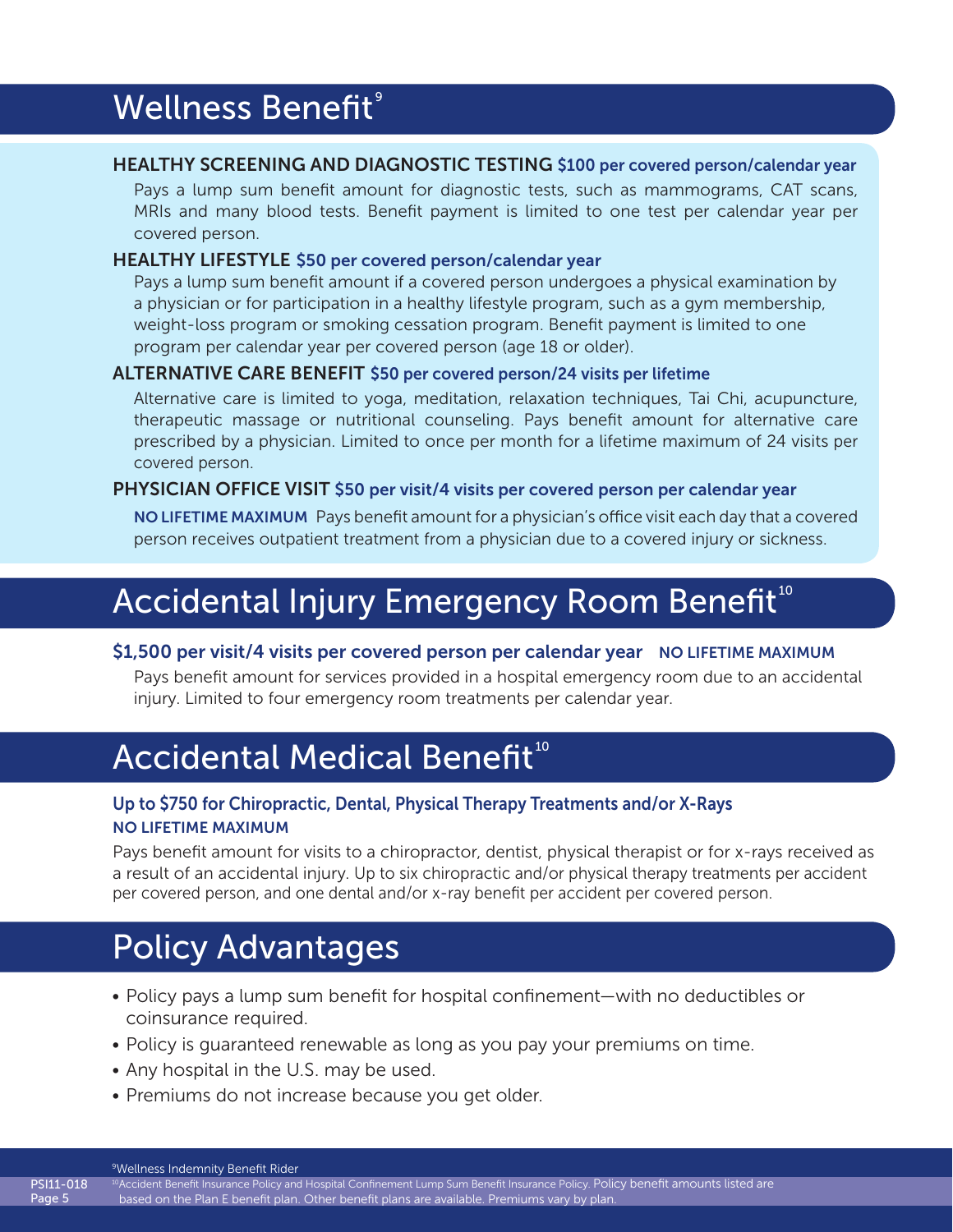## Wellness Benefit[9]

**HEALTHY SCREENING AND DIAGNOSTIC TESTING** **$100 per covered person/calendar year**

Pays a lump sum benefit amount for diagnostic tests, such as mammograms, CAT scans, MRIs and many blood tests. Benefit payment is limited to one test per calendar year per covered person.

**HEALTHY LIFESTYLE** **$50 per covered person/calendar year**

Pays a lump sum benefit amount if a covered person undergoes a physical examination by a physician or for participation in a healthy lifestyle program, such as a gym membership, weight-loss program or smoking cessation program. Benefit payment is limited to one program per calendar year per covered person (age 18 or older).

**ALTERNATIVE CARE BENEFIT** **$50 per covered person/24 visits per lifetime**

Alternative care is limited to yoga, meditation, relaxation techniques, Tai Chi, acupuncture, therapeutic massage or nutritional counseling. Pays benefit amount for alternative care prescribed by a physician. Limited to once per month for a lifetime maximum of 24 visits per covered person.

**PHYSICIAN OFFICE VISIT** **$50 per visit/4 visits per covered person per calendar year**

**NO LIFETIME MAXIMUM** Pays benefit amount for a physician's office visit each day that a covered person receives outpatient treatment from a physician due to a covered injury or sickness.

## Accidental Injury Emergency Room Benefit[10]

**$1,500 per visit/4 visits per covered person per calendar year** **NO LIFETIME MAXIMUM**

Pays benefit amount for services provided in a hospital emergency room due to an accidental injury. Limited to four emergency room treatments per calendar year.

## Accidental Medical Benefit[10]

**Up to $750 for Chiropractic, Dental, Physical Therapy Treatments and/or X-Rays**
**NO LIFETIME MAXIMUM**

Pays benefit amount for visits to a chiropractor, dentist, physical therapist or for x-rays received as a result of an accidental injury. Up to six chiropractic and/or physical therapy treatments per accident per covered person, and one dental and/or x-ray benefit per accident per covered person.

## Policy Advantages

- Policy pays a lump sum benefit for hospital confinement—with no deductibles or coinsurance required.
- Policy is guaranteed renewable as long as you pay your premiums on time.
- Any hospital in the U.S. may be used.
- Premiums do not increase because you get older.

[9]Wellness Indemnity Benefit Rider
[10]Accident Benefit Insurance Policy and Hospital Confinement Lump Sum Benefit Insurance Policy. Policy benefit amounts listed are based on the Plan E benefit plan. Other benefit plans are available. Premiums vary by plan.

PSI11-018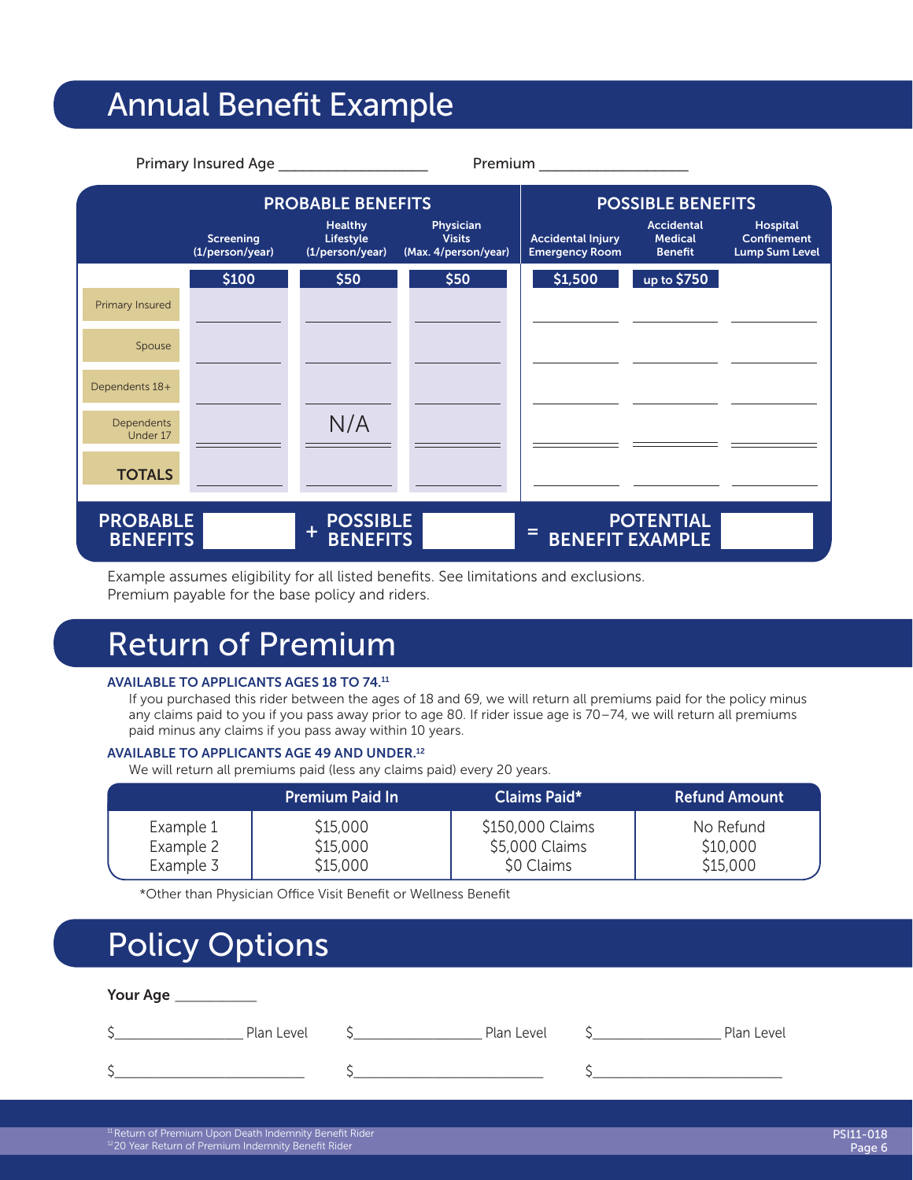# Annual Benefit Example

Primary Insured Age __________________ Premium __________________

| | PROBABLE BENEFITS | | | POSSIBLE BENEFITS | | |
|---|---|---|---|---|---|---|
| | Screening (1/person/year) | Healthy Lifestyle (1/person/year) | Physician Visits (Max. 4/person/year) | Accidental Injury Emergency Room | Accidental Medical Benefit | Hospital Confinement Lump Sum Level |
| | $100 | $50 | $50 | $1,500 | up to $750 | |
| Primary Insured | | | | | | |
| Spouse | | | | | | |
| Dependents 18+ | | | | | | |
| Dependents Under 17 | | N/A | | | | |
| **TOTALS** | | | | | | |

**PROBABLE BENEFITS** ______ + **POSSIBLE BENEFITS** ______ = **POTENTIAL BENEFIT EXAMPLE** ______

Example assumes eligibility for all listed benefits. See limitations and exclusions.
Premium payable for the base policy and riders.

# Return of Premium

**AVAILABLE TO APPLICANTS AGES 18 TO 74.[11]**

If you purchased this rider between the ages of 18 and 69, we will return all premiums paid for the policy minus any claims paid to you if you pass away prior to age 80. If rider issue age is 70–74, we will return all premiums paid minus any claims if you pass away within 10 years.

**AVAILABLE TO APPLICANTS AGE 49 AND UNDER.[12]**

We will return all premiums paid (less any claims paid) every 20 years.

| | Premium Paid In | Claims Paid* | Refund Amount |
|---|---|---|---|
| Example 1 | $15,000 | $150,000 Claims | No Refund |
| Example 2 | $15,000 | $5,000 Claims | $10,000 |
| Example 3 | $15,000 | $0 Claims | $15,000 |

*Other than Physician Office Visit Benefit or Wellness Benefit

# Policy Options

**Your Age** __________

$________________ Plan Level $________________ Plan Level $________________ Plan Level

$________________________ $________________________ $________________________

[11] Return of Premium Upon Death Indemnity Benefit Rider
[12] 20 Year Return of Premium Indemnity Benefit Rider

PSI11-018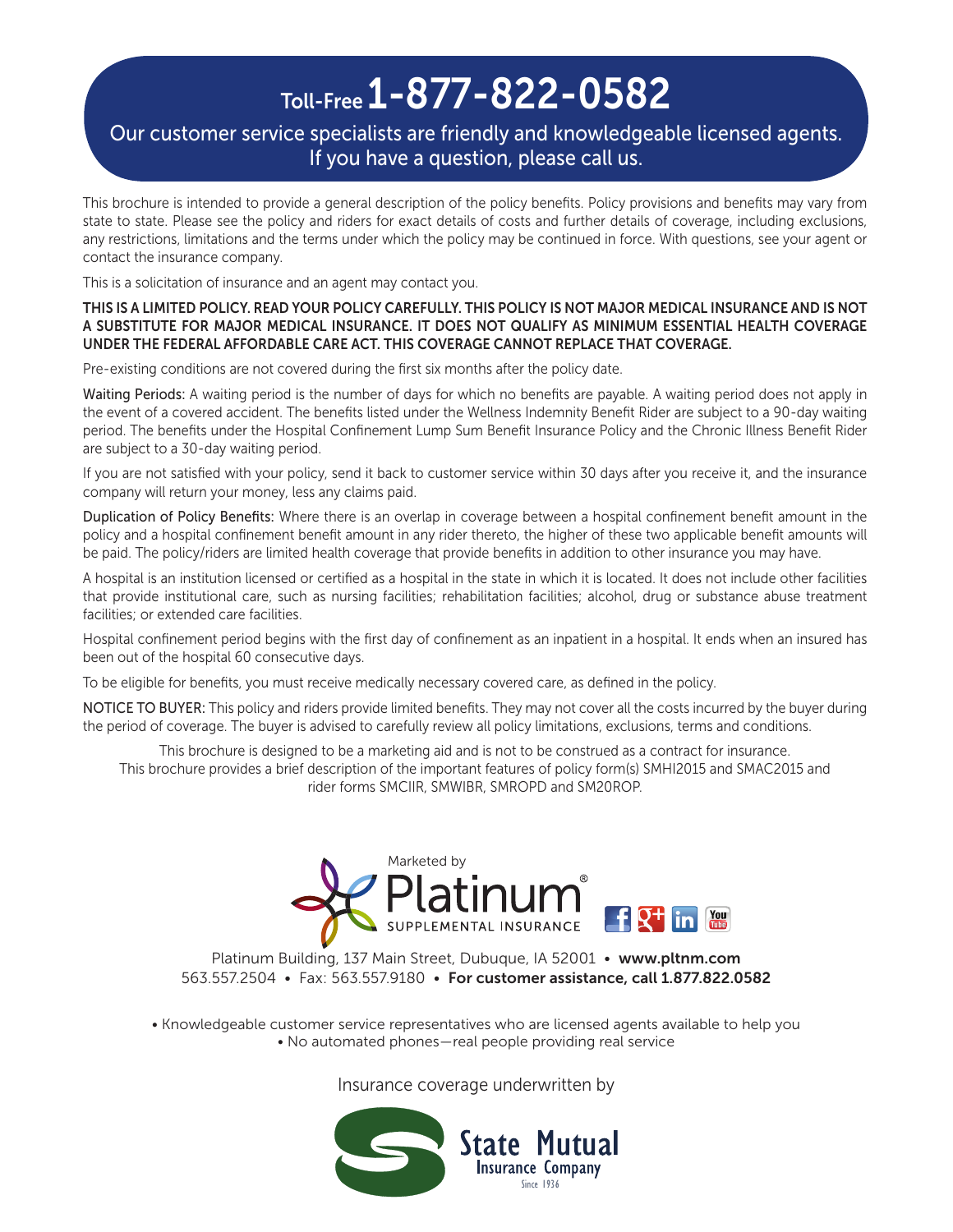# Toll-Free 1-877-822-0582

Our customer service specialists are friendly and knowledgeable licensed agents. If you have a question, please call us.

This brochure is intended to provide a general description of the policy benefits. Policy provisions and benefits may vary from state to state. Please see the policy and riders for exact details of costs and further details of coverage, including exclusions, any restrictions, limitations and the terms under which the policy may be continued in force. With questions, see your agent or contact the insurance company.

This is a solicitation of insurance and an agent may contact you.

THIS IS A LIMITED POLICY. READ YOUR POLICY CAREFULLY. THIS POLICY IS NOT MAJOR MEDICAL INSURANCE AND IS NOT A SUBSTITUTE FOR MAJOR MEDICAL INSURANCE. IT DOES NOT QUALIFY AS MINIMUM ESSENTIAL HEALTH COVERAGE UNDER THE FEDERAL AFFORDABLE CARE ACT. THIS COVERAGE CANNOT REPLACE THAT COVERAGE.

Pre-existing conditions are not covered during the first six months after the policy date.

Waiting Periods: A waiting period is the number of days for which no benefits are payable. A waiting period does not apply in the event of a covered accident. The benefits listed under the Wellness Indemnity Benefit Rider are subject to a 90-day waiting period. The benefits under the Hospital Confinement Lump Sum Benefit Insurance Policy and the Chronic Illness Benefit Rider are subject to a 30-day waiting period.

If you are not satisfied with your policy, send it back to customer service within 30 days after you receive it, and the insurance company will return your money, less any claims paid.

Duplication of Policy Benefits: Where there is an overlap in coverage between a hospital confinement benefit amount in the policy and a hospital confinement benefit amount in any rider thereto, the higher of these two applicable benefit amounts will be paid. The policy/riders are limited health coverage that provide benefits in addition to other insurance you may have.

A hospital is an institution licensed or certified as a hospital in the state in which it is located. It does not include other facilities that provide institutional care, such as nursing facilities; rehabilitation facilities; alcohol, drug or substance abuse treatment facilities; or extended care facilities.

Hospital confinement period begins with the first day of confinement as an inpatient in a hospital. It ends when an insured has been out of the hospital 60 consecutive days.

To be eligible for benefits, you must receive medically necessary covered care, as defined in the policy.

NOTICE TO BUYER: This policy and riders provide limited benefits. They may not cover all the costs incurred by the buyer during the period of coverage. The buyer is advised to carefully review all policy limitations, exclusions, terms and conditions.

This brochure is designed to be a marketing aid and is not to be construed as a contract for insurance. This brochure provides a brief description of the important features of policy form(s) SMHI2015 and SMAC2015 and rider forms SMCIIR, SMWIBR, SMROPD and SM20ROP.

Marketed by Platinum® SUPPLEMENTAL INSURANCE

Platinum Building, 137 Main Street, Dubuque, IA 52001 • **www.pltnm.com**
563.557.2504 • Fax: 563.557.9180 • **For customer assistance, call 1.877.822.0582**

- Knowledgeable customer service representatives who are licensed agents available to help you
- No automated phones—real people providing real service

Insurance coverage underwritten by

State Mutual Insurance Company
Since 1936